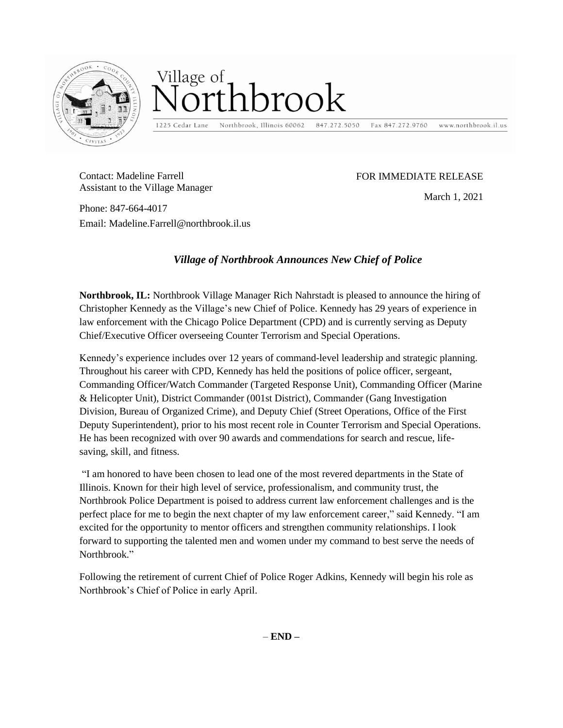# Village of Northbrook

1225 Cedar Lane Northbrook, Illinois 60062 847.272.5050 Fax 847.272.9760 www.northbrook.il.us

Contact: Madeline Farrell
Assistant to the Village Manager

FOR IMMEDIATE RELEASE

March 1, 2021

Phone: 847-664-4017
Email: Madeline.Farrell@northbrook.il.us

## *Village of Northbrook Announces New Chief of Police*

**Northbrook, IL:** Northbrook Village Manager Rich Nahrstadt is pleased to announce the hiring of Christopher Kennedy as the Village's new Chief of Police. Kennedy has 29 years of experience in law enforcement with the Chicago Police Department (CPD) and is currently serving as Deputy Chief/Executive Officer overseeing Counter Terrorism and Special Operations.

Kennedy's experience includes over 12 years of command-level leadership and strategic planning. Throughout his career with CPD, Kennedy has held the positions of police officer, sergeant, Commanding Officer/Watch Commander (Targeted Response Unit), Commanding Officer (Marine & Helicopter Unit), District Commander (001st District), Commander (Gang Investigation Division, Bureau of Organized Crime), and Deputy Chief (Street Operations, Office of the First Deputy Superintendent), prior to his most recent role in Counter Terrorism and Special Operations. He has been recognized with over 90 awards and commendations for search and rescue, life-saving, skill, and fitness.

"I am honored to have been chosen to lead one of the most revered departments in the State of Illinois. Known for their high level of service, professionalism, and community trust, the Northbrook Police Department is poised to address current law enforcement challenges and is the perfect place for me to begin the next chapter of my law enforcement career," said Kennedy. "I am excited for the opportunity to mentor officers and strengthen community relationships. I look forward to supporting the talented men and women under my command to best serve the needs of Northbrook."

Following the retirement of current Chief of Police Roger Adkins, Kennedy will begin his role as Northbrook's Chief of Police in early April.

– **END –**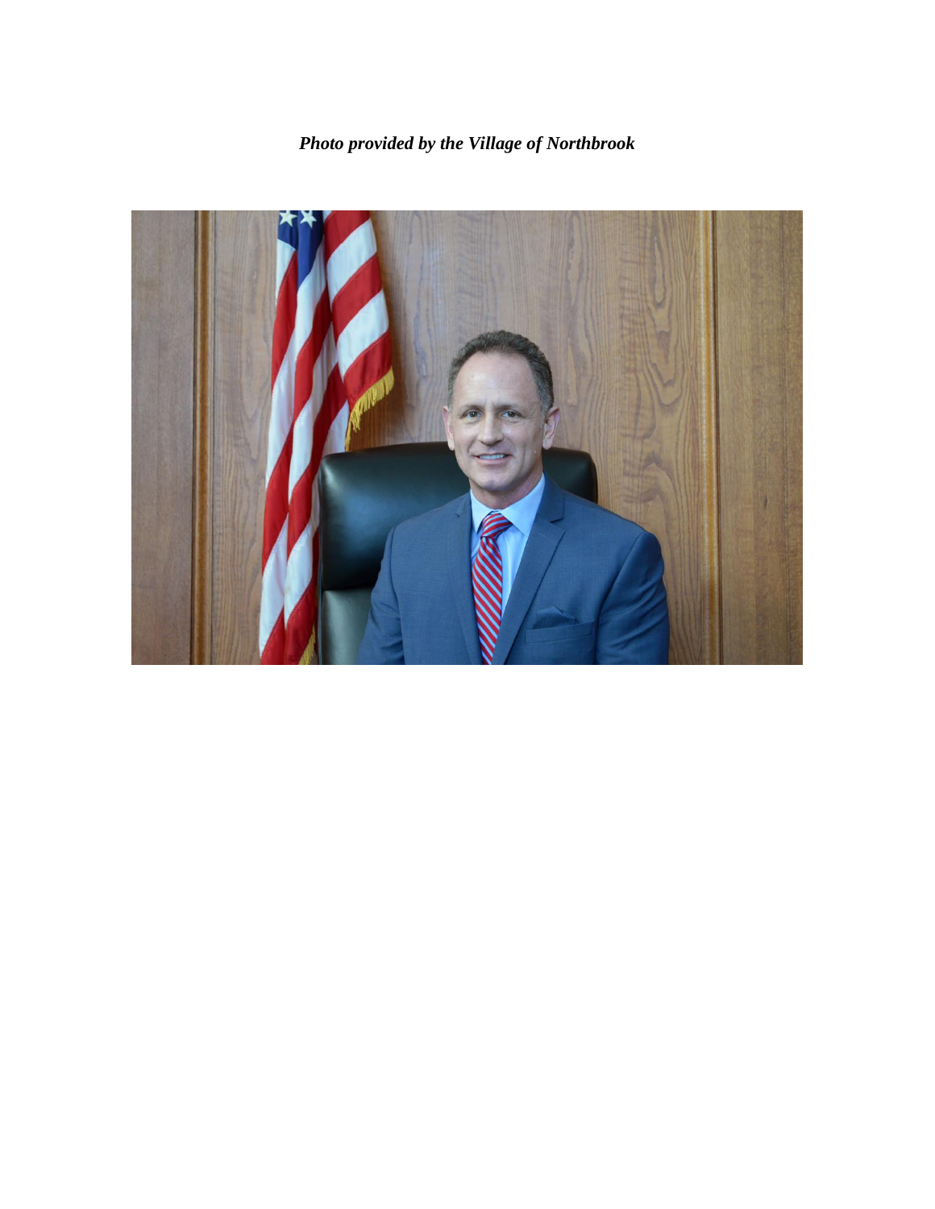***Photo provided by the Village of Northbrook***